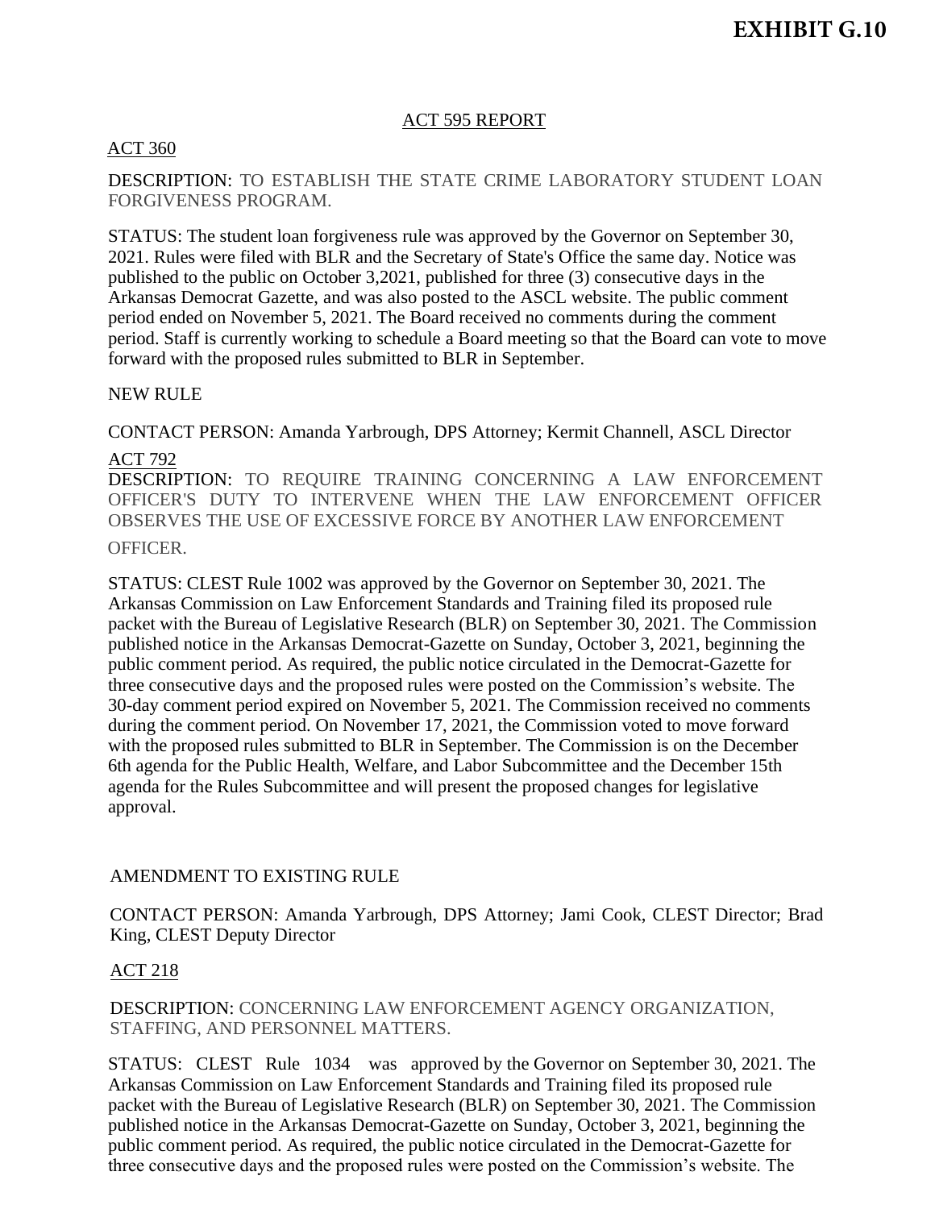# EXHIBIT G.10

## ACT 595 REPORT

ACT 360

DESCRIPTION: TO ESTABLISH THE STATE CRIME LABORATORY STUDENT LOAN FORGIVENESS PROGRAM.

STATUS: The student loan forgiveness rule was approved by the Governor on September 30, 2021. Rules were filed with BLR and the Secretary of State's Office the same day. Notice was published to the public on October 3,2021, published for three (3) consecutive days in the Arkansas Democrat Gazette, and was also posted to the ASCL website. The public comment period ended on November 5, 2021. The Board received no comments during the comment period. Staff is currently working to schedule a Board meeting so that the Board can vote to move forward with the proposed rules submitted to BLR in September.

NEW RULE

CONTACT PERSON: Amanda Yarbrough, DPS Attorney; Kermit Channell, ASCL Director

ACT 792

DESCRIPTION: TO REQUIRE TRAINING CONCERNING A LAW ENFORCEMENT OFFICER'S DUTY TO INTERVENE WHEN THE LAW ENFORCEMENT OFFICER OBSERVES THE USE OF EXCESSIVE FORCE BY ANOTHER LAW ENFORCEMENT OFFICER.

STATUS: CLEST Rule 1002 was approved by the Governor on September 30, 2021. The Arkansas Commission on Law Enforcement Standards and Training filed its proposed rule packet with the Bureau of Legislative Research (BLR) on September 30, 2021. The Commission published notice in the Arkansas Democrat-Gazette on Sunday, October 3, 2021, beginning the public comment period. As required, the public notice circulated in the Democrat-Gazette for three consecutive days and the proposed rules were posted on the Commission's website. The 30-day comment period expired on November 5, 2021. The Commission received no comments during the comment period. On November 17, 2021, the Commission voted to move forward with the proposed rules submitted to BLR in September. The Commission is on the December 6th agenda for the Public Health, Welfare, and Labor Subcommittee and the December 15th agenda for the Rules Subcommittee and will present the proposed changes for legislative approval.

AMENDMENT TO EXISTING RULE

CONTACT PERSON: Amanda Yarbrough, DPS Attorney; Jami Cook, CLEST Director; Brad King, CLEST Deputy Director

ACT 218

DESCRIPTION: CONCERNING LAW ENFORCEMENT AGENCY ORGANIZATION, STAFFING, AND PERSONNEL MATTERS.

STATUS: CLEST Rule 1034 was approved by the Governor on September 30, 2021. The Arkansas Commission on Law Enforcement Standards and Training filed its proposed rule packet with the Bureau of Legislative Research (BLR) on September 30, 2021. The Commission published notice in the Arkansas Democrat-Gazette on Sunday, October 3, 2021, beginning the public comment period. As required, the public notice circulated in the Democrat-Gazette for three consecutive days and the proposed rules were posted on the Commission's website. The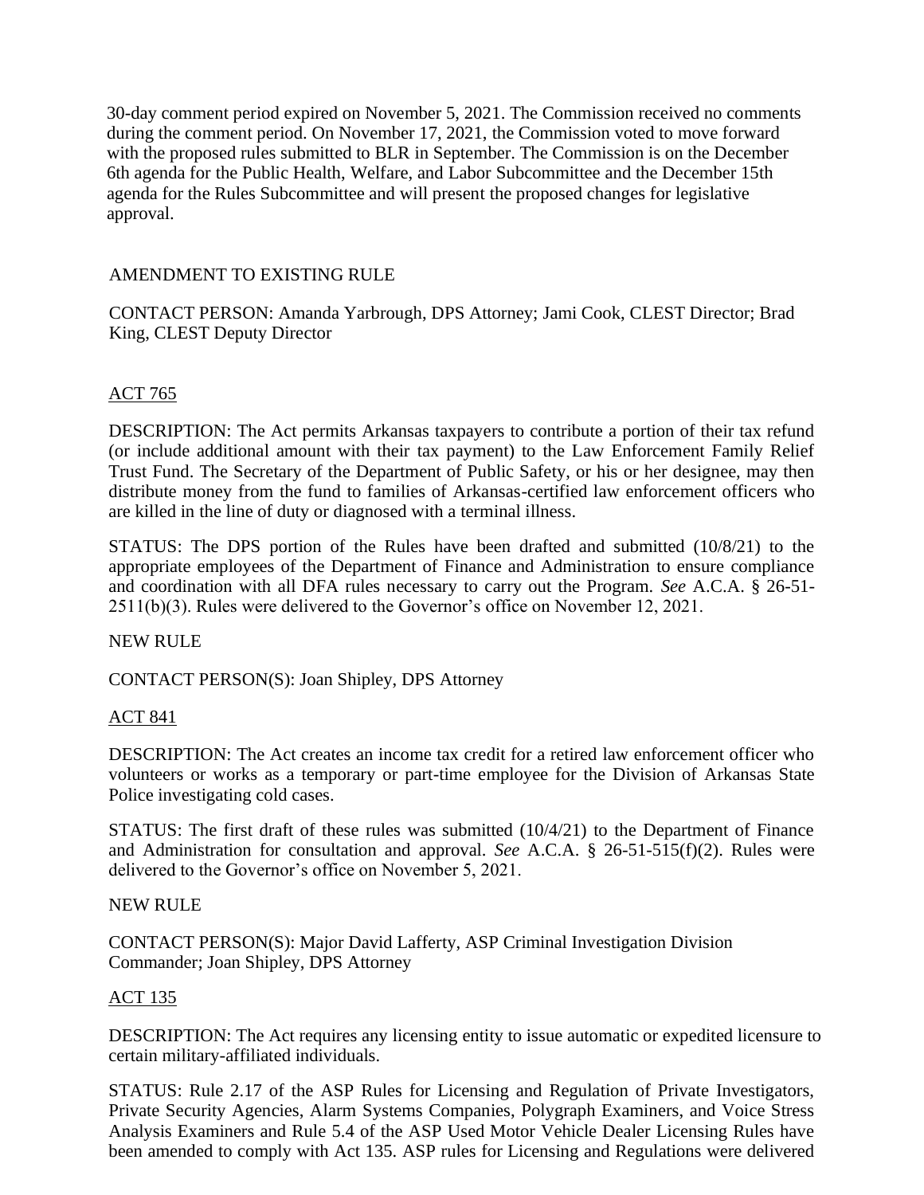30-day comment period expired on November 5, 2021. The Commission received no comments during the comment period. On November 17, 2021, the Commission voted to move forward with the proposed rules submitted to BLR in September. The Commission is on the December 6th agenda for the Public Health, Welfare, and Labor Subcommittee and the December 15th agenda for the Rules Subcommittee and will present the proposed changes for legislative approval.

AMENDMENT TO EXISTING RULE

CONTACT PERSON: Amanda Yarbrough, DPS Attorney; Jami Cook, CLEST Director; Brad King, CLEST Deputy Director

ACT 765

DESCRIPTION: The Act permits Arkansas taxpayers to contribute a portion of their tax refund (or include additional amount with their tax payment) to the Law Enforcement Family Relief Trust Fund. The Secretary of the Department of Public Safety, or his or her designee, may then distribute money from the fund to families of Arkansas-certified law enforcement officers who are killed in the line of duty or diagnosed with a terminal illness.

STATUS: The DPS portion of the Rules have been drafted and submitted (10/8/21) to the appropriate employees of the Department of Finance and Administration to ensure compliance and coordination with all DFA rules necessary to carry out the Program. *See* A.C.A. § 26-51-2511(b)(3). Rules were delivered to the Governor's office on November 12, 2021.

NEW RULE

CONTACT PERSON(S): Joan Shipley, DPS Attorney

ACT 841

DESCRIPTION: The Act creates an income tax credit for a retired law enforcement officer who volunteers or works as a temporary or part-time employee for the Division of Arkansas State Police investigating cold cases.

STATUS: The first draft of these rules was submitted (10/4/21) to the Department of Finance and Administration for consultation and approval. *See* A.C.A. § 26-51-515(f)(2). Rules were delivered to the Governor's office on November 5, 2021.

NEW RULE

CONTACT PERSON(S): Major David Lafferty, ASP Criminal Investigation Division Commander; Joan Shipley, DPS Attorney

ACT 135

DESCRIPTION: The Act requires any licensing entity to issue automatic or expedited licensure to certain military-affiliated individuals.

STATUS: Rule 2.17 of the ASP Rules for Licensing and Regulation of Private Investigators, Private Security Agencies, Alarm Systems Companies, Polygraph Examiners, and Voice Stress Analysis Examiners and Rule 5.4 of the ASP Used Motor Vehicle Dealer Licensing Rules have been amended to comply with Act 135. ASP rules for Licensing and Regulations were delivered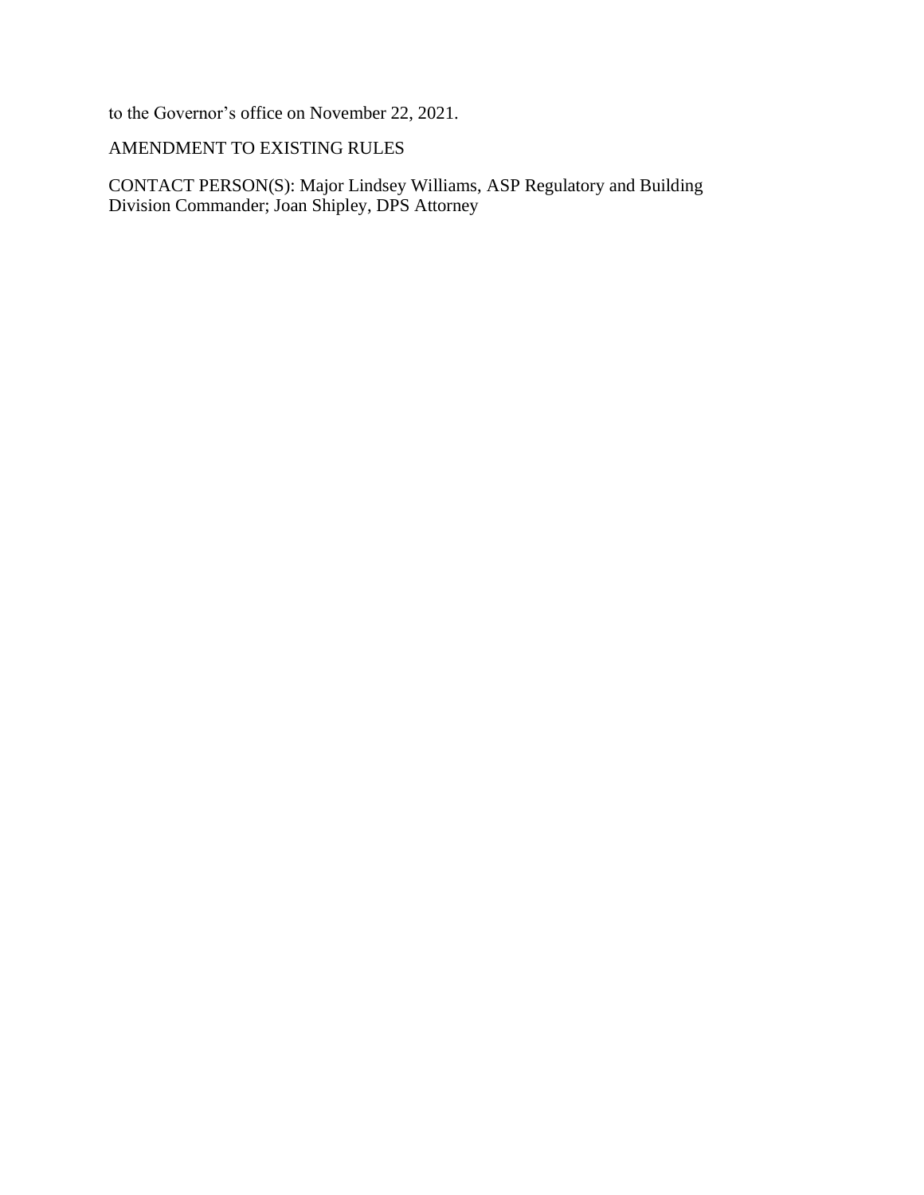to the Governor's office on November 22, 2021.

AMENDMENT TO EXISTING RULES

CONTACT PERSON(S): Major Lindsey Williams, ASP Regulatory and Building Division Commander; Joan Shipley, DPS Attorney